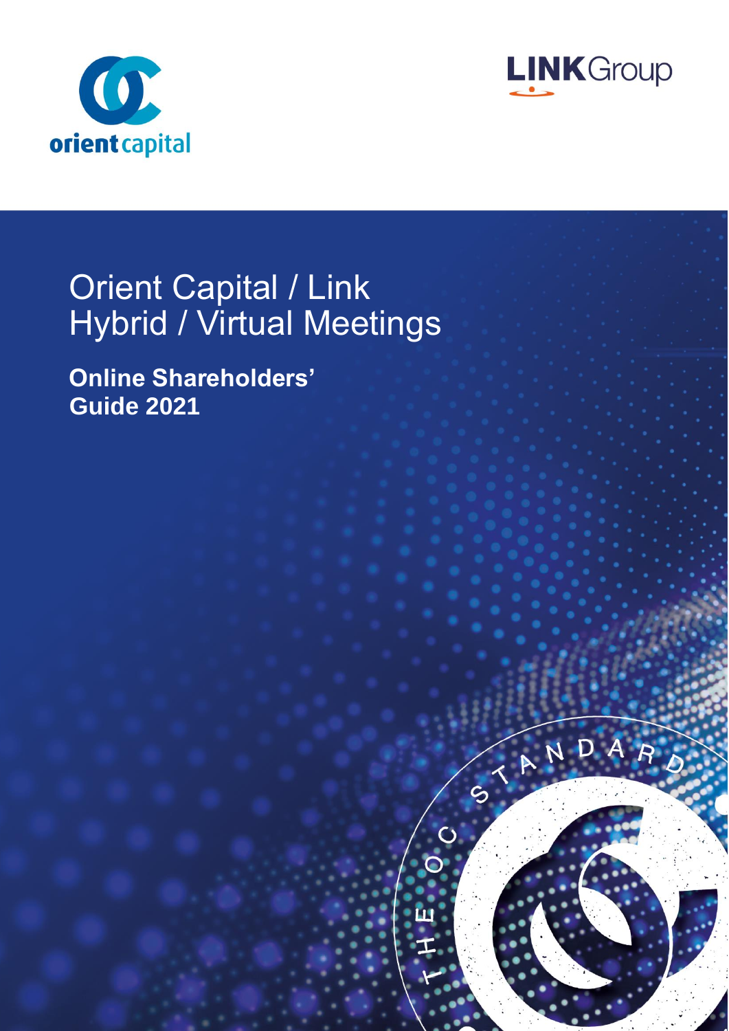orient capital

LINKGroup

# Orient Capital / Link Hybrid / Virtual Meetings

**Online Shareholders' Guide 2021**

THE OC STANDARD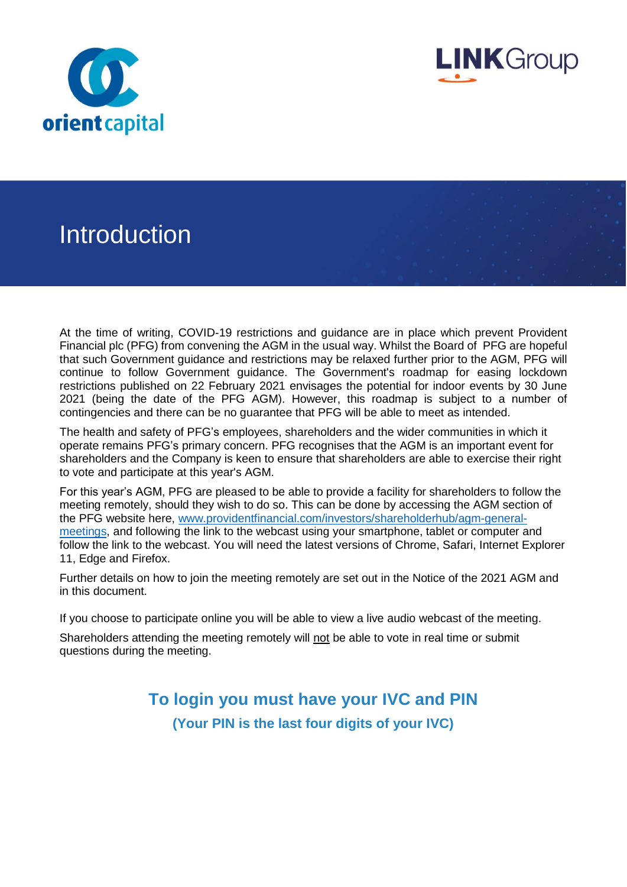# Introduction

At the time of writing, COVID-19 restrictions and guidance are in place which prevent Provident Financial plc (PFG) from convening the AGM in the usual way. Whilst the Board of PFG are hopeful that such Government guidance and restrictions may be relaxed further prior to the AGM, PFG will continue to follow Government guidance. The Government's roadmap for easing lockdown restrictions published on 22 February 2021 envisages the potential for indoor events by 30 June 2021 (being the date of the PFG AGM). However, this roadmap is subject to a number of contingencies and there can be no guarantee that PFG will be able to meet as intended.

The health and safety of PFG's employees, shareholders and the wider communities in which it operate remains PFG's primary concern. PFG recognises that the AGM is an important event for shareholders and the Company is keen to ensure that shareholders are able to exercise their right to vote and participate at this year's AGM.

For this year's AGM, PFG are pleased to be able to provide a facility for shareholders to follow the meeting remotely, should they wish to do so. This can be done by accessing the AGM section of the PFG website here, [www.providentfinancial.com/investors/shareholderhub/agm-general-meetings](http://www.providentfinancial.com/investors/shareholderhub/agm-general-meetings), and following the link to the webcast using your smartphone, tablet or computer and follow the link to the webcast. You will need the latest versions of Chrome, Safari, Internet Explorer 11, Edge and Firefox.

Further details on how to join the meeting remotely are set out in the Notice of the 2021 AGM and in this document.

If you choose to participate online you will be able to view a live audio webcast of the meeting.

Shareholders attending the meeting remotely will <u>not</u> be able to vote in real time or submit questions during the meeting.

**To login you must have your IVC and PIN**

**(Your PIN is the last four digits of your IVC)**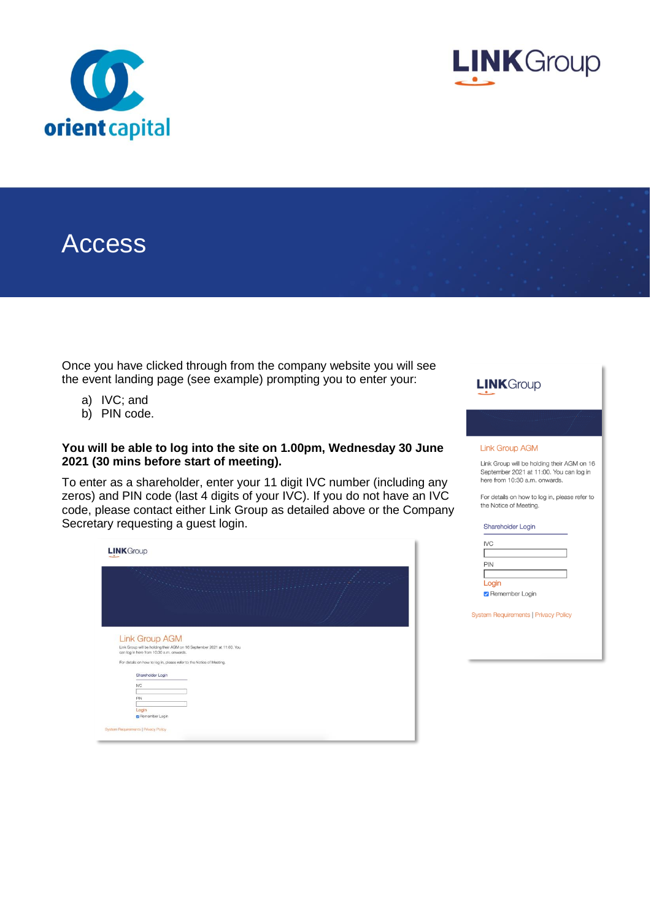# Access

Once you have clicked through from the company website you will see the event landing page (see example) prompting you to enter your:

a) IVC; and
b) PIN code.

**You will be able to log into the site on 1.00pm, Wednesday 30 June 2021 (30 mins before start of meeting).**

To enter as a shareholder, enter your 11 digit IVC number (including any zeros) and PIN code (last 4 digits of your IVC). If you do not have an IVC code, please contact either Link Group as detailed above or the Company Secretary requesting a guest login.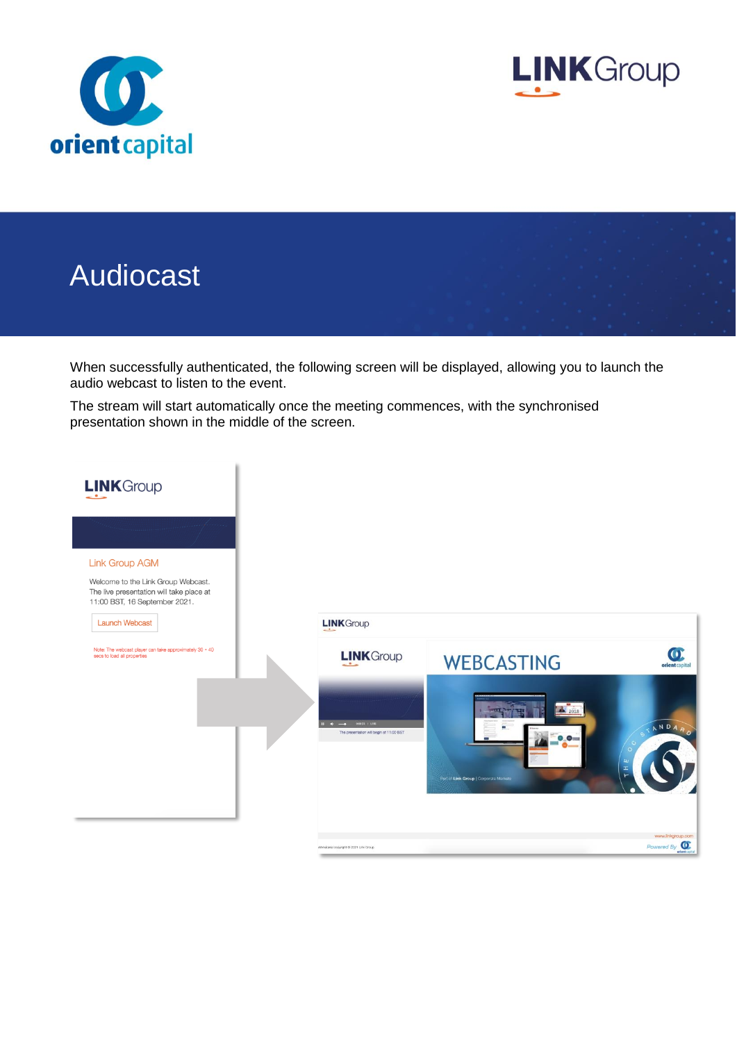# Audiocast

When successfully authenticated, the following screen will be displayed, allowing you to launch the audio webcast to listen to the event.

The stream will start automatically once the meeting commences, with the synchronised presentation shown in the middle of the screen.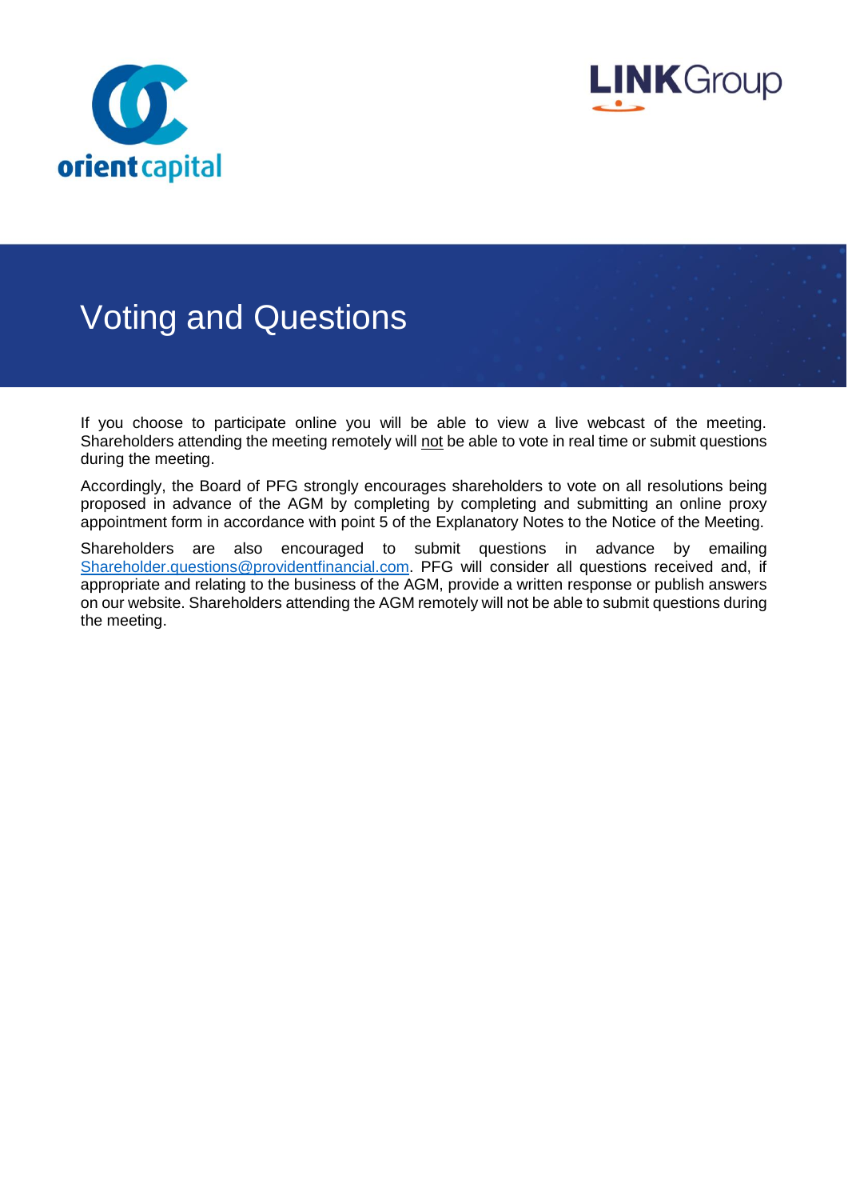# Voting and Questions

If you choose to participate online you will be able to view a live webcast of the meeting. Shareholders attending the meeting remotely will not be able to vote in real time or submit questions during the meeting.

Accordingly, the Board of PFG strongly encourages shareholders to vote on all resolutions being proposed in advance of the AGM by completing by completing and submitting an online proxy appointment form in accordance with point 5 of the Explanatory Notes to the Notice of the Meeting.

Shareholders are also encouraged to submit questions in advance by emailing Shareholder.questions@providentfinancial.com. PFG will consider all questions received and, if appropriate and relating to the business of the AGM, provide a written response or publish answers on our website. Shareholders attending the AGM remotely will not be able to submit questions during the meeting.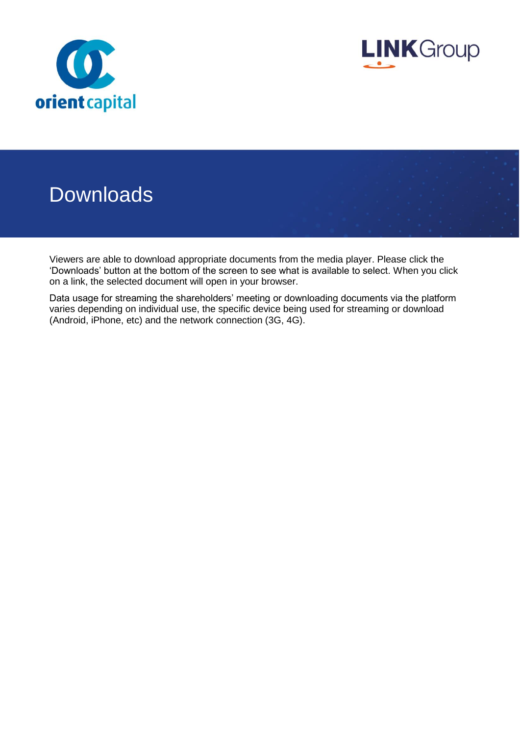# Downloads

Viewers are able to download appropriate documents from the media player. Please click the 'Downloads' button at the bottom of the screen to see what is available to select. When you click on a link, the selected document will open in your browser.

Data usage for streaming the shareholders' meeting or downloading documents via the platform varies depending on individual use, the specific device being used for streaming or download (Android, iPhone, etc) and the network connection (3G, 4G).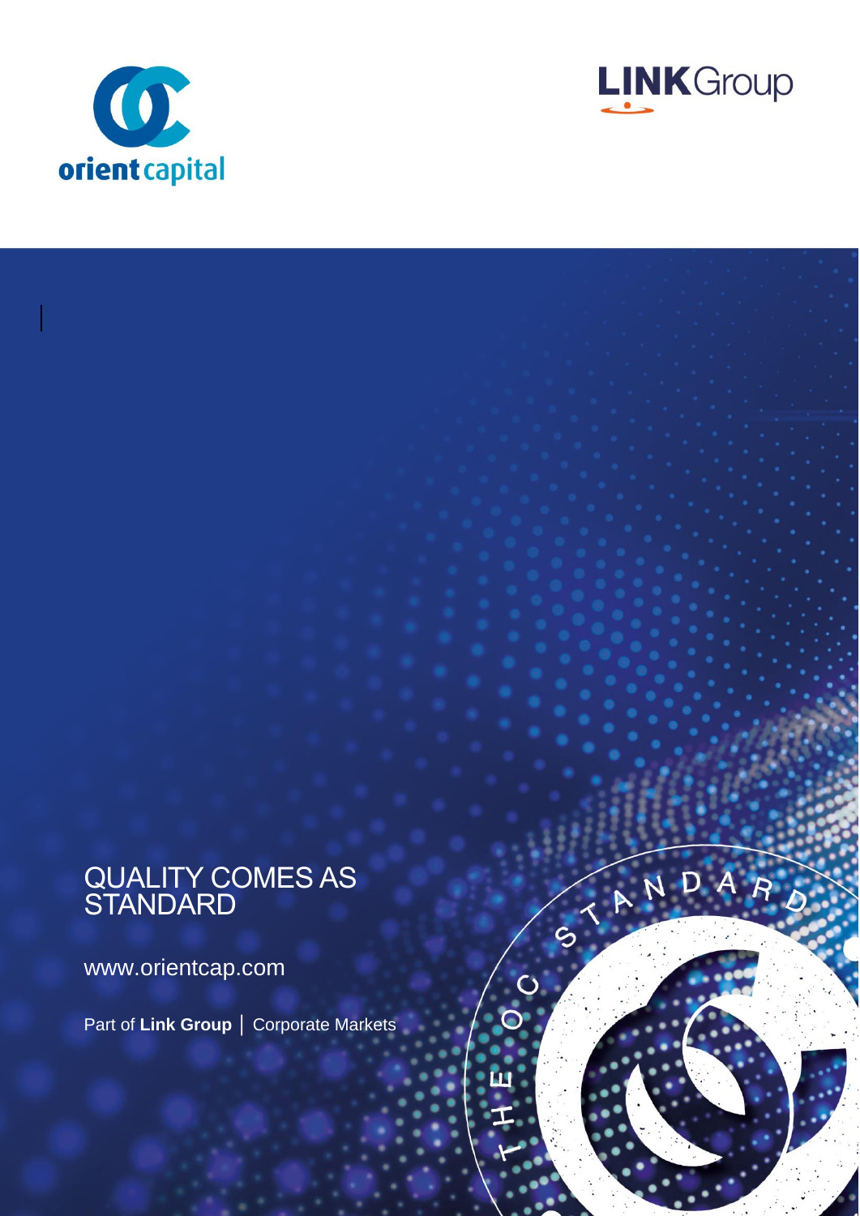orient capital

LINK Group

# QUALITY COMES AS STANDARD

www.orientcap.com

Part of **Link Group** | Corporate Markets

THE OC STANDARD